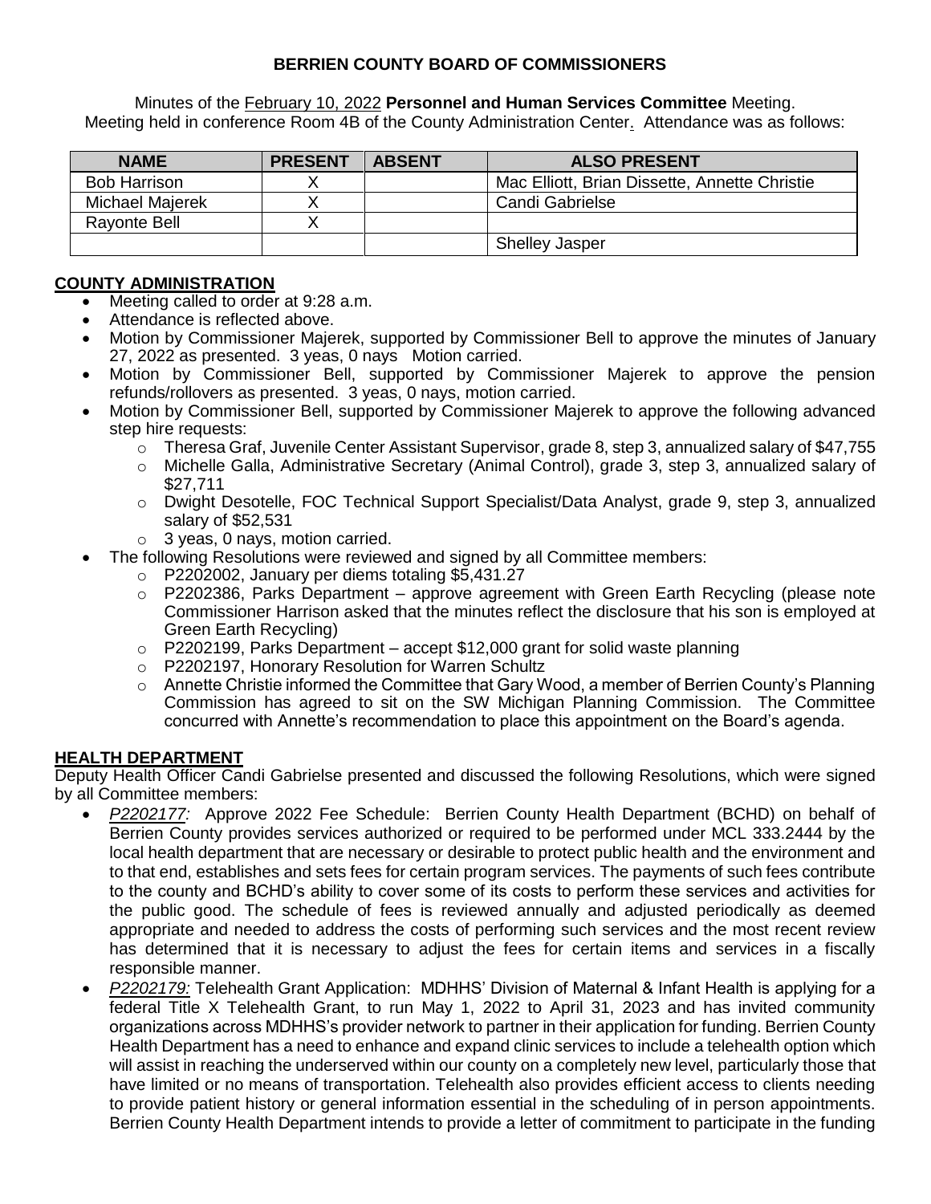**BERRIEN COUNTY BOARD OF COMMISSIONERS**

Minutes of the February 10, 2022 **Personnel and Human Services Committee** Meeting.
Meeting held in conference Room 4B of the County Administration Center. Attendance was as follows:

| NAME | PRESENT | ABSENT | ALSO PRESENT |
|---|---|---|---|
| Bob Harrison | X | | Mac Elliott, Brian Dissette, Annette Christie |
| Michael Majerek | X | | Candi Gabrielse |
| Rayonte Bell | X | | |
| | | | Shelley Jasper |

## COUNTY ADMINISTRATION

- Meeting called to order at 9:28 a.m.
- Attendance is reflected above.
- Motion by Commissioner Majerek, supported by Commissioner Bell to approve the minutes of January 27, 2022 as presented. 3 yeas, 0 nays Motion carried.
- Motion by Commissioner Bell, supported by Commissioner Majerek to approve the pension refunds/rollovers as presented. 3 yeas, 0 nays, motion carried.
- Motion by Commissioner Bell, supported by Commissioner Majerek to approve the following advanced step hire requests:
  - Theresa Graf, Juvenile Center Assistant Supervisor, grade 8, step 3, annualized salary of $47,755
  - Michelle Galla, Administrative Secretary (Animal Control), grade 3, step 3, annualized salary of $27,711
  - Dwight Desotelle, FOC Technical Support Specialist/Data Analyst, grade 9, step 3, annualized salary of $52,531
  - 3 yeas, 0 nays, motion carried.
- The following Resolutions were reviewed and signed by all Committee members:
  - P2202002, January per diems totaling $5,431.27
  - P2202386, Parks Department – approve agreement with Green Earth Recycling (please note Commissioner Harrison asked that the minutes reflect the disclosure that his son is employed at Green Earth Recycling)
  - P2202199, Parks Department – accept $12,000 grant for solid waste planning
  - P2202197, Honorary Resolution for Warren Schultz
  - Annette Christie informed the Committee that Gary Wood, a member of Berrien County's Planning Commission has agreed to sit on the SW Michigan Planning Commission. The Committee concurred with Annette's recommendation to place this appointment on the Board's agenda.

## HEALTH DEPARTMENT

Deputy Health Officer Candi Gabrielse presented and discussed the following Resolutions, which were signed by all Committee members:

- *P2202177:* Approve 2022 Fee Schedule: Berrien County Health Department (BCHD) on behalf of Berrien County provides services authorized or required to be performed under MCL 333.2444 by the local health department that are necessary or desirable to protect public health and the environment and to that end, establishes and sets fees for certain program services. The payments of such fees contribute to the county and BCHD's ability to cover some of its costs to perform these services and activities for the public good. The schedule of fees is reviewed annually and adjusted periodically as deemed appropriate and needed to address the costs of performing such services and the most recent review has determined that it is necessary to adjust the fees for certain items and services in a fiscally responsible manner.
- *P2202179:* Telehealth Grant Application: MDHHS' Division of Maternal & Infant Health is applying for a federal Title X Telehealth Grant, to run May 1, 2022 to April 31, 2023 and has invited community organizations across MDHHS's provider network to partner in their application for funding. Berrien County Health Department has a need to enhance and expand clinic services to include a telehealth option which will assist in reaching the underserved within our county on a completely new level, particularly those that have limited or no means of transportation. Telehealth also provides efficient access to clients needing to provide patient history or general information essential in the scheduling of in person appointments. Berrien County Health Department intends to provide a letter of commitment to participate in the funding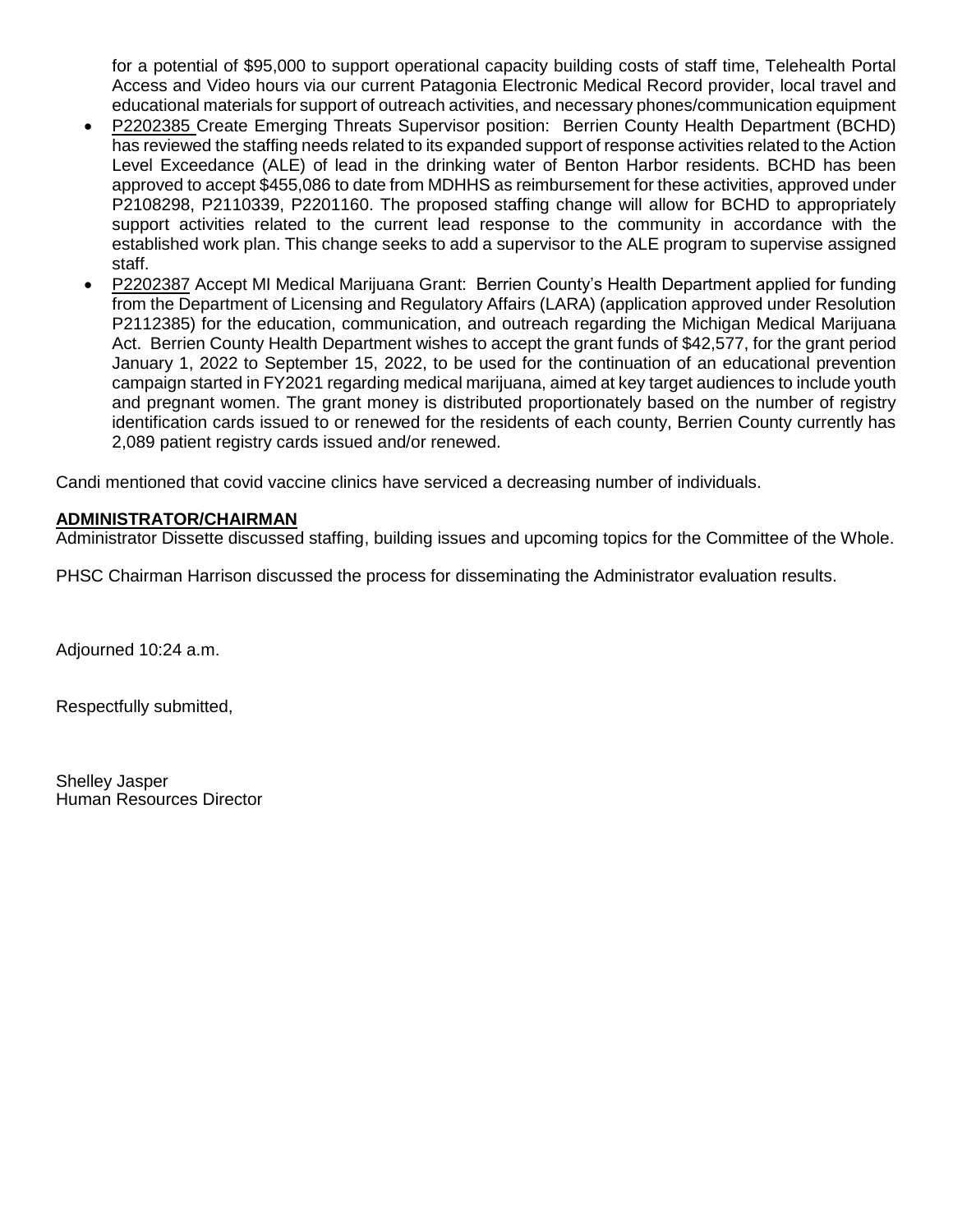for a potential of $95,000 to support operational capacity building costs of staff time, Telehealth Portal Access and Video hours via our current Patagonia Electronic Medical Record provider, local travel and educational materials for support of outreach activities, and necessary phones/communication equipment

- P2202385 Create Emerging Threats Supervisor position: Berrien County Health Department (BCHD) has reviewed the staffing needs related to its expanded support of response activities related to the Action Level Exceedance (ALE) of lead in the drinking water of Benton Harbor residents. BCHD has been approved to accept $455,086 to date from MDHHS as reimbursement for these activities, approved under P2108298, P2110339, P2201160. The proposed staffing change will allow for BCHD to appropriately support activities related to the current lead response to the community in accordance with the established work plan. This change seeks to add a supervisor to the ALE program to supervise assigned staff.
- P2202387 Accept MI Medical Marijuana Grant: Berrien County's Health Department applied for funding from the Department of Licensing and Regulatory Affairs (LARA) (application approved under Resolution P2112385) for the education, communication, and outreach regarding the Michigan Medical Marijuana Act. Berrien County Health Department wishes to accept the grant funds of $42,577, for the grant period January 1, 2022 to September 15, 2022, to be used for the continuation of an educational prevention campaign started in FY2021 regarding medical marijuana, aimed at key target audiences to include youth and pregnant women. The grant money is distributed proportionately based on the number of registry identification cards issued to or renewed for the residents of each county, Berrien County currently has 2,089 patient registry cards issued and/or renewed.

Candi mentioned that covid vaccine clinics have serviced a decreasing number of individuals.

**ADMINISTRATOR/CHAIRMAN**

Administrator Dissette discussed staffing, building issues and upcoming topics for the Committee of the Whole.

PHSC Chairman Harrison discussed the process for disseminating the Administrator evaluation results.

Adjourned 10:24 a.m.

Respectfully submitted,

Shelley Jasper
Human Resources Director